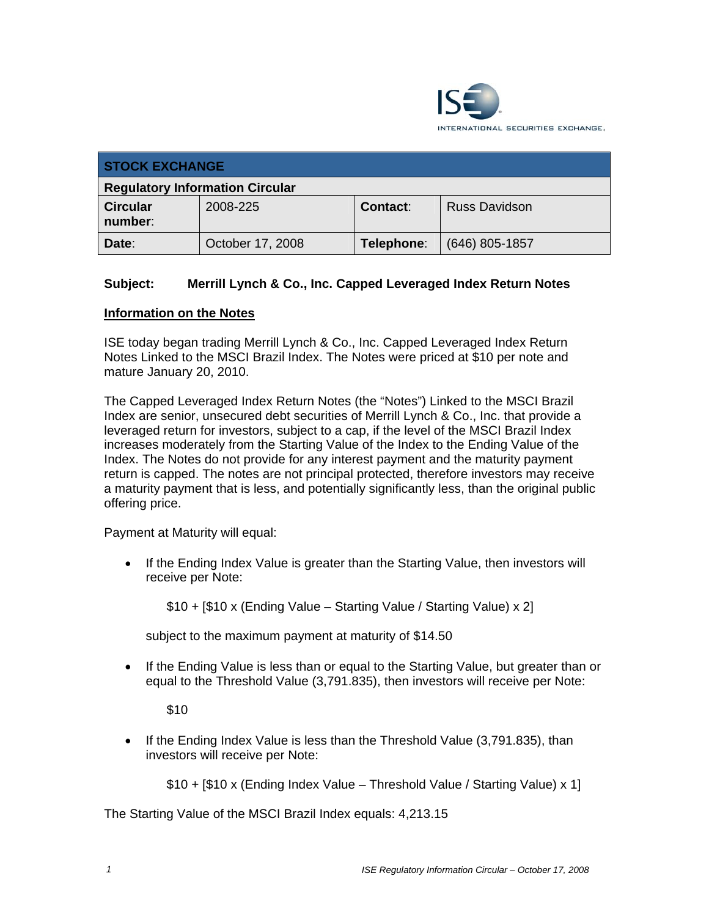ISE INTERNATIONAL SECURITIES EXCHANGE

| STOCK EXCHANGE | | | |
|---|---|---|---|
| **Regulatory Information Circular** | | | |
| **Circular number:** | 2008-225 | **Contact:** | Russ Davidson |
| **Date:** | October 17, 2008 | **Telephone:** | (646) 805-1857 |

**Subject: Merrill Lynch & Co., Inc. Capped Leveraged Index Return Notes**

## Information on the Notes

ISE today began trading Merrill Lynch & Co., Inc. Capped Leveraged Index Return Notes Linked to the MSCI Brazil Index. The Notes were priced at $10 per note and mature January 20, 2010.

The Capped Leveraged Index Return Notes (the "Notes") Linked to the MSCI Brazil Index are senior, unsecured debt securities of Merrill Lynch & Co., Inc. that provide a leveraged return for investors, subject to a cap, if the level of the MSCI Brazil Index increases moderately from the Starting Value of the Index to the Ending Value of the Index. The Notes do not provide for any interest payment and the maturity payment return is capped. The notes are not principal protected, therefore investors may receive a maturity payment that is less, and potentially significantly less, than the original public offering price.

Payment at Maturity will equal:

- If the Ending Index Value is greater than the Starting Value, then investors will receive per Note:

  $10 + [$10 x (Ending Value – Starting Value / Starting Value) x 2]

  subject to the maximum payment at maturity of $14.50

- If the Ending Value is less than or equal to the Starting Value, but greater than or equal to the Threshold Value (3,791.835), then investors will receive per Note:

  $10

- If the Ending Index Value is less than the Threshold Value (3,791.835), than investors will receive per Note:

  $10 + [$10 x (Ending Index Value – Threshold Value / Starting Value) x 1]

The Starting Value of the MSCI Brazil Index equals: 4,213.15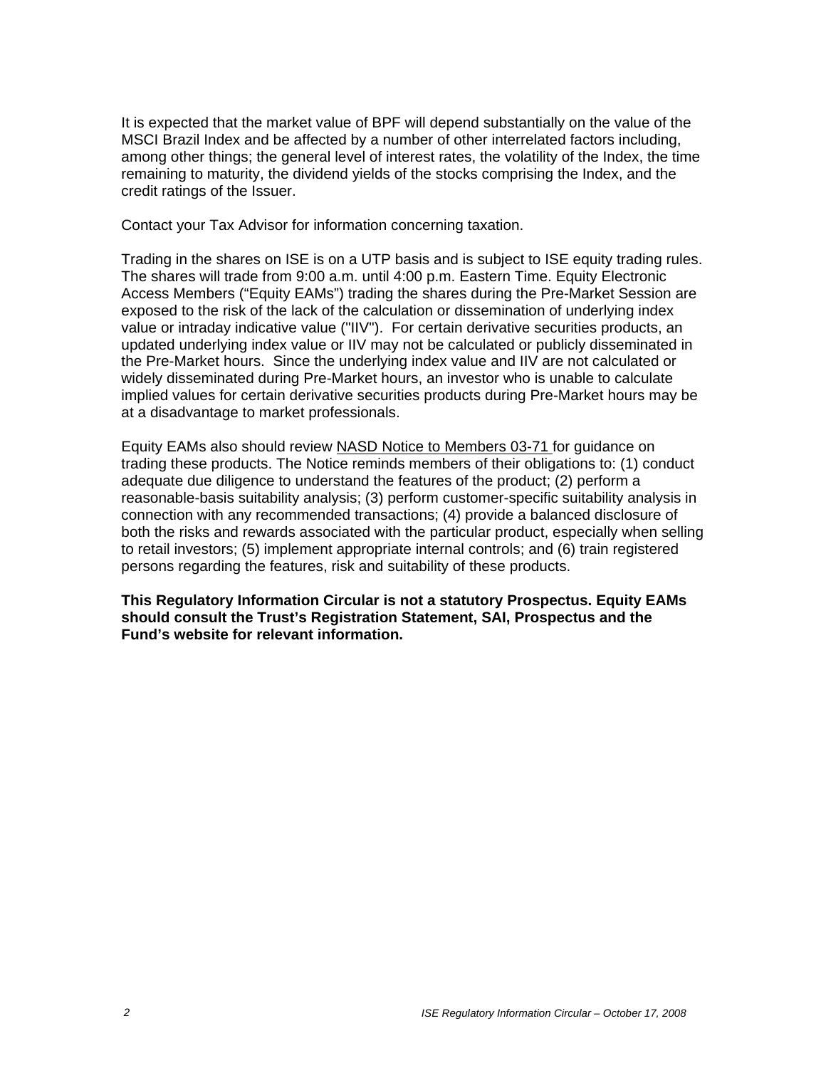It is expected that the market value of BPF will depend substantially on the value of the MSCI Brazil Index and be affected by a number of other interrelated factors including, among other things; the general level of interest rates, the volatility of the Index, the time remaining to maturity, the dividend yields of the stocks comprising the Index, and the credit ratings of the Issuer.

Contact your Tax Advisor for information concerning taxation.

Trading in the shares on ISE is on a UTP basis and is subject to ISE equity trading rules. The shares will trade from 9:00 a.m. until 4:00 p.m. Eastern Time. Equity Electronic Access Members ("Equity EAMs") trading the shares during the Pre-Market Session are exposed to the risk of the lack of the calculation or dissemination of underlying index value or intraday indicative value ("IIV"). For certain derivative securities products, an updated underlying index value or IIV may not be calculated or publicly disseminated in the Pre-Market hours. Since the underlying index value and IIV are not calculated or widely disseminated during Pre-Market hours, an investor who is unable to calculate implied values for certain derivative securities products during Pre-Market hours may be at a disadvantage to market professionals.

Equity EAMs also should review NASD Notice to Members 03-71 for guidance on trading these products. The Notice reminds members of their obligations to: (1) conduct adequate due diligence to understand the features of the product; (2) perform a reasonable-basis suitability analysis; (3) perform customer-specific suitability analysis in connection with any recommended transactions; (4) provide a balanced disclosure of both the risks and rewards associated with the particular product, especially when selling to retail investors; (5) implement appropriate internal controls; and (6) train registered persons regarding the features, risk and suitability of these products.

**This Regulatory Information Circular is not a statutory Prospectus. Equity EAMs should consult the Trust's Registration Statement, SAI, Prospectus and the Fund's website for relevant information.**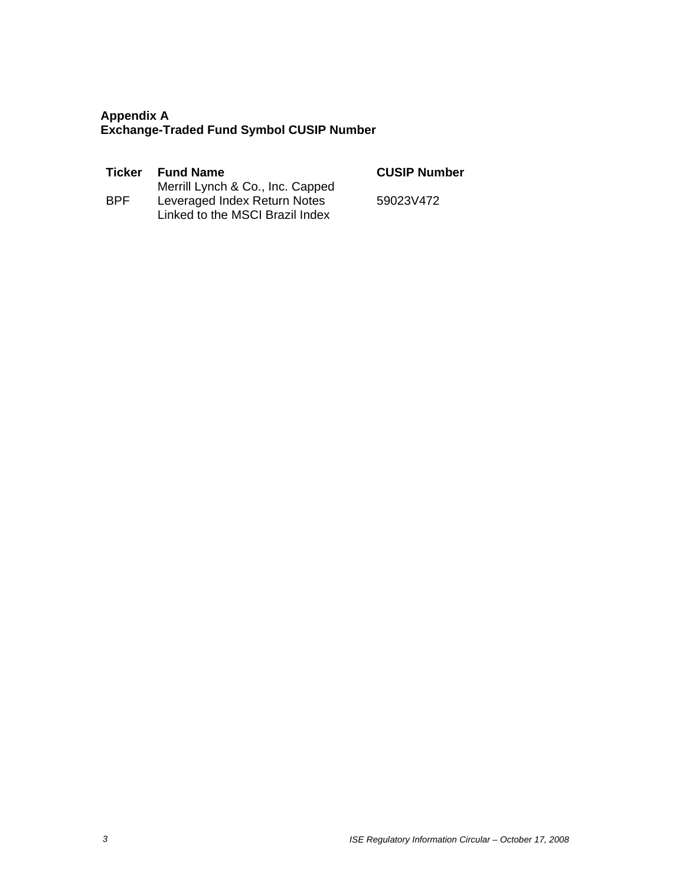**Appendix A**
**Exchange-Traded Fund Symbol CUSIP Number**

| Ticker | Fund Name | CUSIP Number |
|---|---|---|
| BPF | Merrill Lynch & Co., Inc. Capped Leveraged Index Return Notes Linked to the MSCI Brazil Index | 59023V472 |